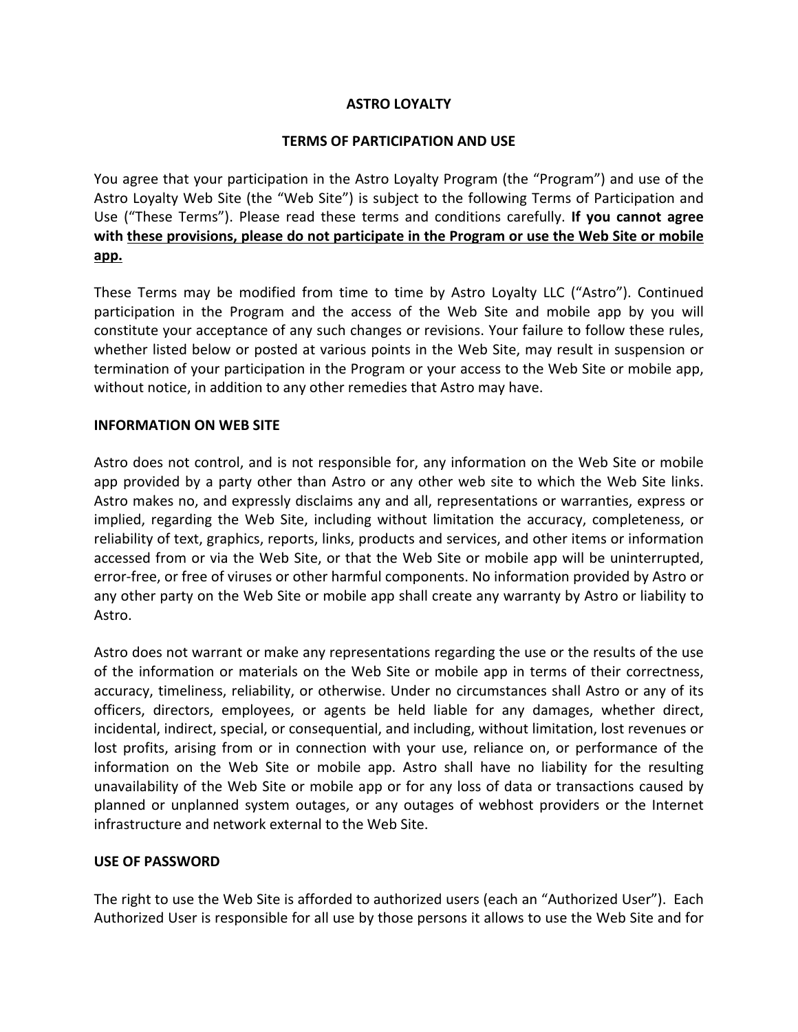# ASTRO LOYALTY

## TERMS OF PARTICIPATION AND USE

You agree that your participation in the Astro Loyalty Program (the "Program") and use of the Astro Loyalty Web Site (the "Web Site") is subject to the following Terms of Participation and Use ("These Terms"). Please read these terms and conditions carefully. **If you cannot agree with <u>these provisions, please do not participate in the Program or use the Web Site or mobile app.</u>**

These Terms may be modified from time to time by Astro Loyalty LLC ("Astro"). Continued participation in the Program and the access of the Web Site and mobile app by you will constitute your acceptance of any such changes or revisions. Your failure to follow these rules, whether listed below or posted at various points in the Web Site, may result in suspension or termination of your participation in the Program or your access to the Web Site or mobile app, without notice, in addition to any other remedies that Astro may have.

**INFORMATION ON WEB SITE**

Astro does not control, and is not responsible for, any information on the Web Site or mobile app provided by a party other than Astro or any other web site to which the Web Site links. Astro makes no, and expressly disclaims any and all, representations or warranties, express or implied, regarding the Web Site, including without limitation the accuracy, completeness, or reliability of text, graphics, reports, links, products and services, and other items or information accessed from or via the Web Site, or that the Web Site or mobile app will be uninterrupted, error-free, or free of viruses or other harmful components. No information provided by Astro or any other party on the Web Site or mobile app shall create any warranty by Astro or liability to Astro.

Astro does not warrant or make any representations regarding the use or the results of the use of the information or materials on the Web Site or mobile app in terms of their correctness, accuracy, timeliness, reliability, or otherwise. Under no circumstances shall Astro or any of its officers, directors, employees, or agents be held liable for any damages, whether direct, incidental, indirect, special, or consequential, and including, without limitation, lost revenues or lost profits, arising from or in connection with your use, reliance on, or performance of the information on the Web Site or mobile app. Astro shall have no liability for the resulting unavailability of the Web Site or mobile app or for any loss of data or transactions caused by planned or unplanned system outages, or any outages of webhost providers or the Internet infrastructure and network external to the Web Site.

**USE OF PASSWORD**

The right to use the Web Site is afforded to authorized users (each an "Authorized User"). Each Authorized User is responsible for all use by those persons it allows to use the Web Site and for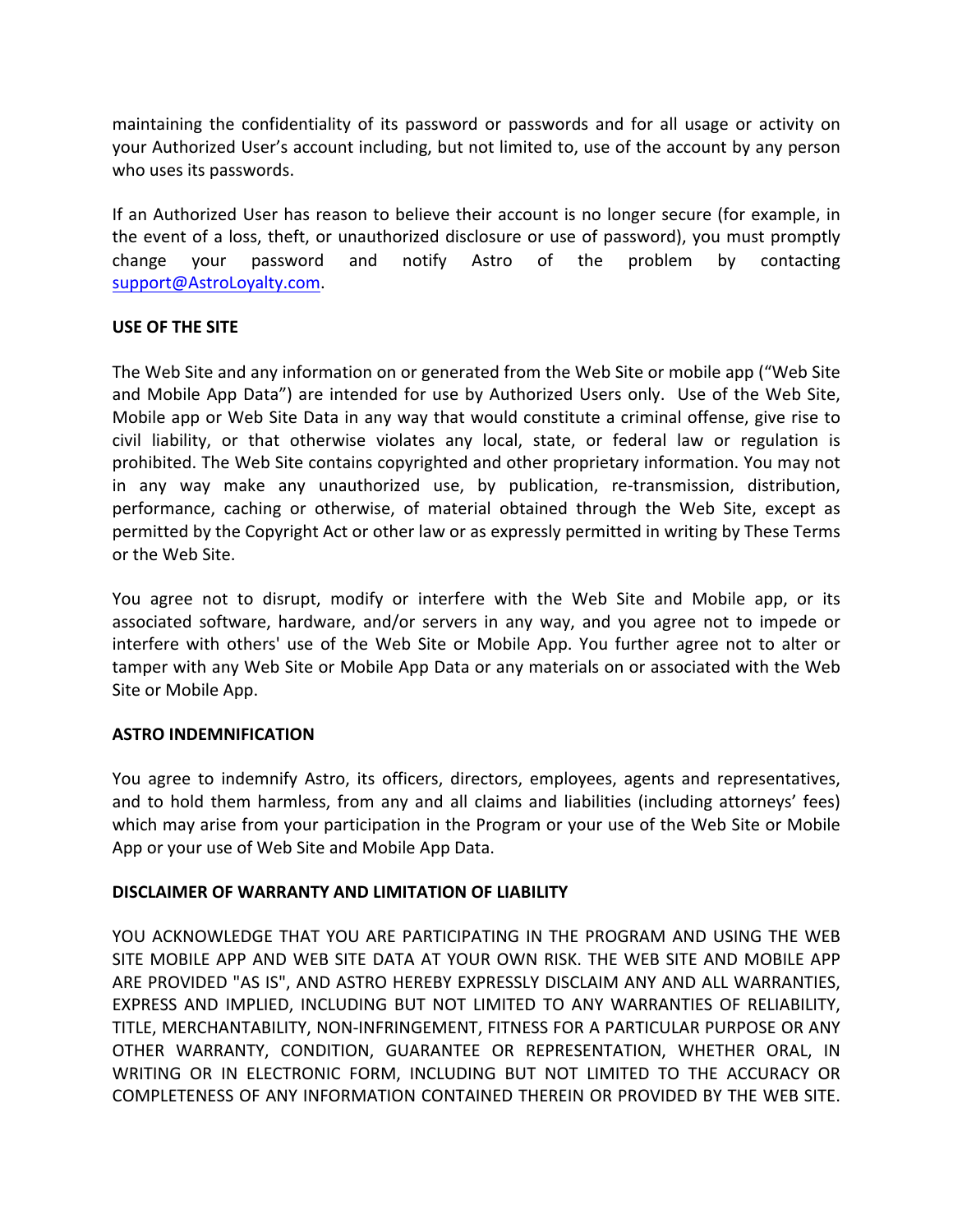maintaining the confidentiality of its password or passwords and for all usage or activity on your Authorized User's account including, but not limited to, use of the account by any person who uses its passwords.

If an Authorized User has reason to believe their account is no longer secure (for example, in the event of a loss, theft, or unauthorized disclosure or use of password), you must promptly change your password and notify Astro of the problem by contacting support@AstroLoyalty.com.

**USE OF THE SITE**

The Web Site and any information on or generated from the Web Site or mobile app ("Web Site and Mobile App Data") are intended for use by Authorized Users only. Use of the Web Site, Mobile app or Web Site Data in any way that would constitute a criminal offense, give rise to civil liability, or that otherwise violates any local, state, or federal law or regulation is prohibited. The Web Site contains copyrighted and other proprietary information. You may not in any way make any unauthorized use, by publication, re-transmission, distribution, performance, caching or otherwise, of material obtained through the Web Site, except as permitted by the Copyright Act or other law or as expressly permitted in writing by These Terms or the Web Site.

You agree not to disrupt, modify or interfere with the Web Site and Mobile app, or its associated software, hardware, and/or servers in any way, and you agree not to impede or interfere with others' use of the Web Site or Mobile App. You further agree not to alter or tamper with any Web Site or Mobile App Data or any materials on or associated with the Web Site or Mobile App.

**ASTRO INDEMNIFICATION**

You agree to indemnify Astro, its officers, directors, employees, agents and representatives, and to hold them harmless, from any and all claims and liabilities (including attorneys' fees) which may arise from your participation in the Program or your use of the Web Site or Mobile App or your use of Web Site and Mobile App Data.

**DISCLAIMER OF WARRANTY AND LIMITATION OF LIABILITY**

YOU ACKNOWLEDGE THAT YOU ARE PARTICIPATING IN THE PROGRAM AND USING THE WEB SITE MOBILE APP AND WEB SITE DATA AT YOUR OWN RISK. THE WEB SITE AND MOBILE APP ARE PROVIDED "AS IS", AND ASTRO HEREBY EXPRESSLY DISCLAIM ANY AND ALL WARRANTIES, EXPRESS AND IMPLIED, INCLUDING BUT NOT LIMITED TO ANY WARRANTIES OF RELIABILITY, TITLE, MERCHANTABILITY, NON-INFRINGEMENT, FITNESS FOR A PARTICULAR PURPOSE OR ANY OTHER WARRANTY, CONDITION, GUARANTEE OR REPRESENTATION, WHETHER ORAL, IN WRITING OR IN ELECTRONIC FORM, INCLUDING BUT NOT LIMITED TO THE ACCURACY OR COMPLETENESS OF ANY INFORMATION CONTAINED THEREIN OR PROVIDED BY THE WEB SITE.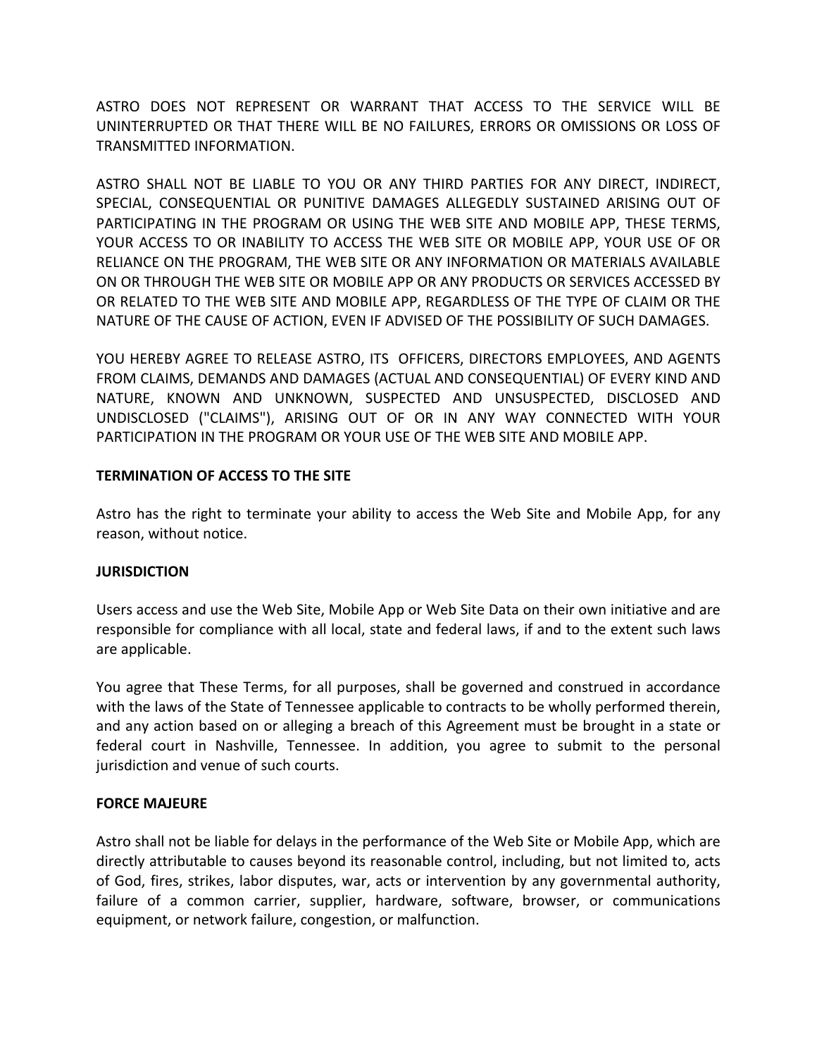ASTRO DOES NOT REPRESENT OR WARRANT THAT ACCESS TO THE SERVICE WILL BE UNINTERRUPTED OR THAT THERE WILL BE NO FAILURES, ERRORS OR OMISSIONS OR LOSS OF TRANSMITTED INFORMATION.

ASTRO SHALL NOT BE LIABLE TO YOU OR ANY THIRD PARTIES FOR ANY DIRECT, INDIRECT, SPECIAL, CONSEQUENTIAL OR PUNITIVE DAMAGES ALLEGEDLY SUSTAINED ARISING OUT OF PARTICIPATING IN THE PROGRAM OR USING THE WEB SITE AND MOBILE APP, THESE TERMS, YOUR ACCESS TO OR INABILITY TO ACCESS THE WEB SITE OR MOBILE APP, YOUR USE OF OR RELIANCE ON THE PROGRAM, THE WEB SITE OR ANY INFORMATION OR MATERIALS AVAILABLE ON OR THROUGH THE WEB SITE OR MOBILE APP OR ANY PRODUCTS OR SERVICES ACCESSED BY OR RELATED TO THE WEB SITE AND MOBILE APP, REGARDLESS OF THE TYPE OF CLAIM OR THE NATURE OF THE CAUSE OF ACTION, EVEN IF ADVISED OF THE POSSIBILITY OF SUCH DAMAGES.

YOU HEREBY AGREE TO RELEASE ASTRO, ITS OFFICERS, DIRECTORS EMPLOYEES, AND AGENTS FROM CLAIMS, DEMANDS AND DAMAGES (ACTUAL AND CONSEQUENTIAL) OF EVERY KIND AND NATURE, KNOWN AND UNKNOWN, SUSPECTED AND UNSUSPECTED, DISCLOSED AND UNDISCLOSED ("CLAIMS"), ARISING OUT OF OR IN ANY WAY CONNECTED WITH YOUR PARTICIPATION IN THE PROGRAM OR YOUR USE OF THE WEB SITE AND MOBILE APP.

**TERMINATION OF ACCESS TO THE SITE**

Astro has the right to terminate your ability to access the Web Site and Mobile App, for any reason, without notice.

**JURISDICTION**

Users access and use the Web Site, Mobile App or Web Site Data on their own initiative and are responsible for compliance with all local, state and federal laws, if and to the extent such laws are applicable.

You agree that These Terms, for all purposes, shall be governed and construed in accordance with the laws of the State of Tennessee applicable to contracts to be wholly performed therein, and any action based on or alleging a breach of this Agreement must be brought in a state or federal court in Nashville, Tennessee. In addition, you agree to submit to the personal jurisdiction and venue of such courts.

**FORCE MAJEURE**

Astro shall not be liable for delays in the performance of the Web Site or Mobile App, which are directly attributable to causes beyond its reasonable control, including, but not limited to, acts of God, fires, strikes, labor disputes, war, acts or intervention by any governmental authority, failure of a common carrier, supplier, hardware, software, browser, or communications equipment, or network failure, congestion, or malfunction.